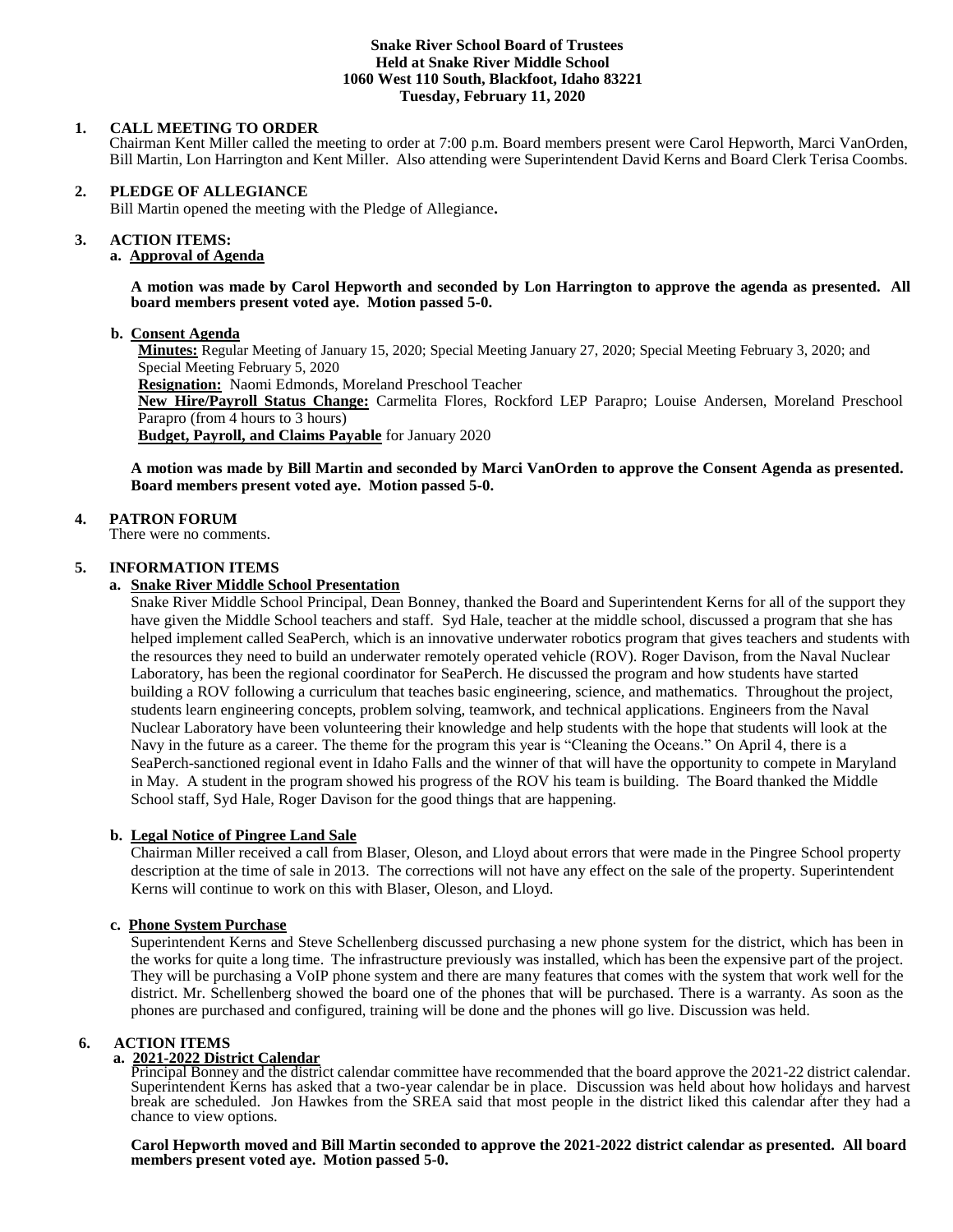**Snake River School Board of Trustees**
**Held at Snake River Middle School**
**1060 West 110 South, Blackfoot, Idaho 83221**
**Tuesday, February 11, 2020**

**1. CALL MEETING TO ORDER**

Chairman Kent Miller called the meeting to order at 7:00 p.m. Board members present were Carol Hepworth, Marci VanOrden, Bill Martin, Lon Harrington and Kent Miller. Also attending were Superintendent David Kerns and Board Clerk Terisa Coombs.

**2. PLEDGE OF ALLEGIANCE**

Bill Martin opened the meeting with the Pledge of Allegiance**.**

**3. ACTION ITEMS:**

**a. Approval of Agenda**

**A motion was made by Carol Hepworth and seconded by Lon Harrington to approve the agenda as presented. All board members present voted aye. Motion passed 5-0.**

**b. Consent Agenda**

**Minutes:** Regular Meeting of January 15, 2020; Special Meeting January 27, 2020; Special Meeting February 3, 2020; and Special Meeting February 5, 2020

**Resignation:** Naomi Edmonds, Moreland Preschool Teacher

**New Hire/Payroll Status Change:** Carmelita Flores, Rockford LEP Parapro; Louise Andersen, Moreland Preschool Parapro (from 4 hours to 3 hours)

**Budget, Payroll, and Claims Payable** for January 2020

**A motion was made by Bill Martin and seconded by Marci VanOrden to approve the Consent Agenda as presented. Board members present voted aye. Motion passed 5-0.**

**4. PATRON FORUM**

There were no comments.

**5. INFORMATION ITEMS**

**a. Snake River Middle School Presentation**

Snake River Middle School Principal, Dean Bonney, thanked the Board and Superintendent Kerns for all of the support they have given the Middle School teachers and staff. Syd Hale, teacher at the middle school, discussed a program that she has helped implement called SeaPerch, which is an innovative underwater robotics program that gives teachers and students with the resources they need to build an underwater remotely operated vehicle (ROV). Roger Davison, from the Naval Nuclear Laboratory, has been the regional coordinator for SeaPerch. He discussed the program and how students have started building a ROV following a curriculum that teaches basic engineering, science, and mathematics. Throughout the project, students learn engineering concepts, problem solving, teamwork, and technical applications. Engineers from the Naval Nuclear Laboratory have been volunteering their knowledge and help students with the hope that students will look at the Navy in the future as a career. The theme for the program this year is "Cleaning the Oceans." On April 4, there is a SeaPerch-sanctioned regional event in Idaho Falls and the winner of that will have the opportunity to compete in Maryland in May. A student in the program showed his progress of the ROV his team is building. The Board thanked the Middle School staff, Syd Hale, Roger Davison for the good things that are happening.

**b. Legal Notice of Pingree Land Sale**

Chairman Miller received a call from Blaser, Oleson, and Lloyd about errors that were made in the Pingree School property description at the time of sale in 2013. The corrections will not have any effect on the sale of the property. Superintendent Kerns will continue to work on this with Blaser, Oleson, and Lloyd.

**c. Phone System Purchase**

Superintendent Kerns and Steve Schellenberg discussed purchasing a new phone system for the district, which has been in the works for quite a long time. The infrastructure previously was installed, which has been the expensive part of the project. They will be purchasing a VoIP phone system and there are many features that comes with the system that work well for the district. Mr. Schellenberg showed the board one of the phones that will be purchased. There is a warranty. As soon as the phones are purchased and configured, training will be done and the phones will go live. Discussion was held.

**6. ACTION ITEMS**

**a. 2021-2022 District Calendar**

Principal Bonney and the district calendar committee have recommended that the board approve the 2021-22 district calendar. Superintendent Kerns has asked that a two-year calendar be in place. Discussion was held about how holidays and harvest break are scheduled. Jon Hawkes from the SREA said that most people in the district liked this calendar after they had a chance to view options.

**Carol Hepworth moved and Bill Martin seconded to approve the 2021-2022 district calendar as presented. All board members present voted aye. Motion passed 5-0.**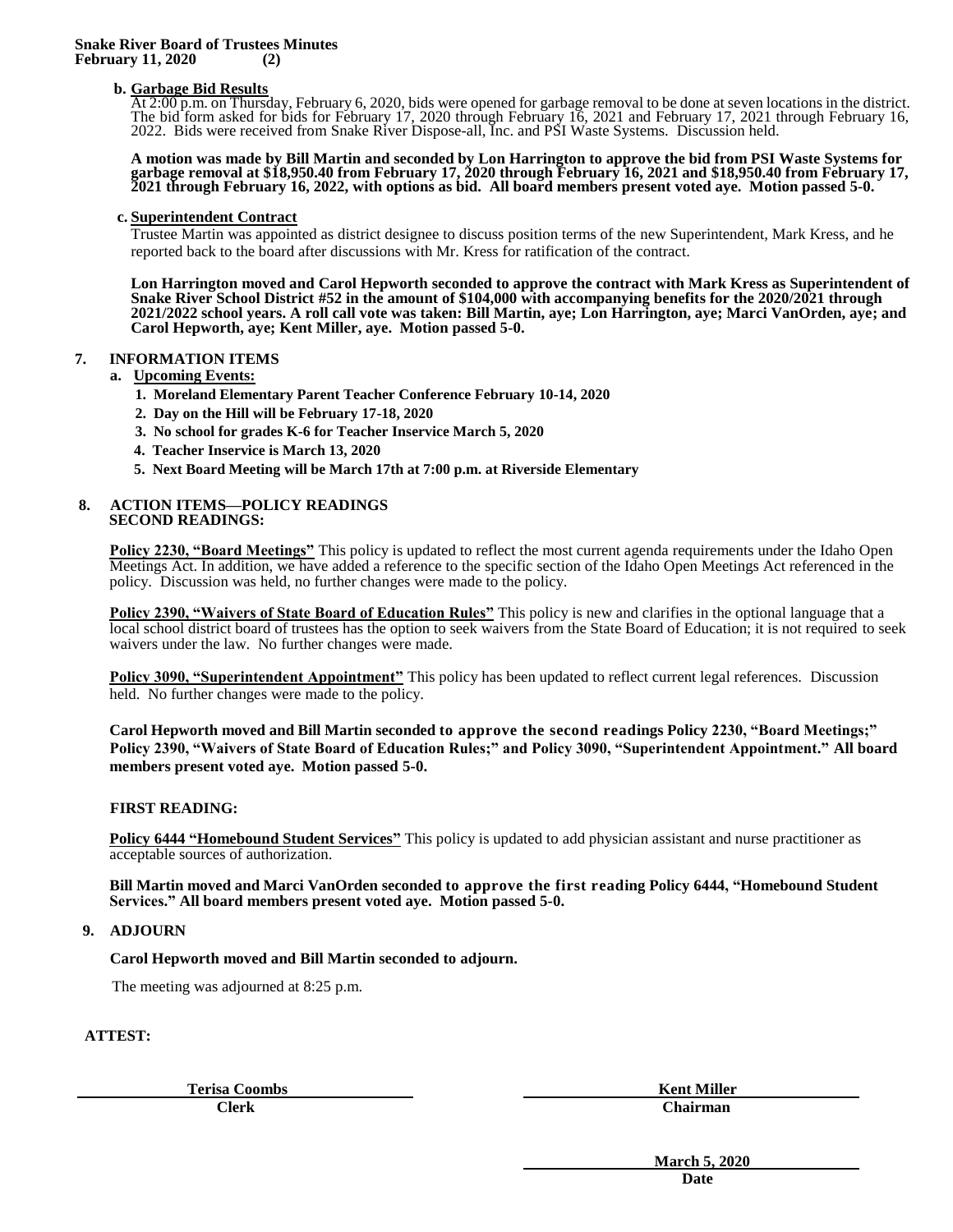**b. Garbage Bid Results**

At 2:00 p.m. on Thursday, February 6, 2020, bids were opened for garbage removal to be done at seven locations in the district. The bid form asked for bids for February 17, 2020 through February 16, 2021 and February 17, 2021 through February 16, 2022. Bids were received from Snake River Dispose-all, Inc. and PSI Waste Systems. Discussion held.

**A motion was made by Bill Martin and seconded by Lon Harrington to approve the bid from PSI Waste Systems for garbage removal at $18,950.40 from February 17, 2020 through February 16, 2021 and $18,950.40 from February 17, 2021 through February 16, 2022, with options as bid. All board members present voted aye. Motion passed 5-0.**

**c. Superintendent Contract**

Trustee Martin was appointed as district designee to discuss position terms of the new Superintendent, Mark Kress, and he reported back to the board after discussions with Mr. Kress for ratification of the contract.

**Lon Harrington moved and Carol Hepworth seconded to approve the contract with Mark Kress as Superintendent of Snake River School District #52 in the amount of $104,000 with accompanying benefits for the 2020/2021 through 2021/2022 school years. A roll call vote was taken: Bill Martin, aye; Lon Harrington, aye; Marci VanOrden, aye; and Carol Hepworth, aye; Kent Miller, aye. Motion passed 5-0.**

**7. INFORMATION ITEMS**

**a. Upcoming Events:**

1. **Moreland Elementary Parent Teacher Conference February 10-14, 2020**
2. **Day on the Hill will be February 17-18, 2020**
3. **No school for grades K-6 for Teacher Inservice March 5, 2020**
4. **Teacher Inservice is March 13, 2020**
5. **Next Board Meeting will be March 17th at 7:00 p.m. at Riverside Elementary**

**8. ACTION ITEMS—POLICY READINGS**
**SECOND READINGS:**

**Policy 2230, "Board Meetings"** This policy is updated to reflect the most current agenda requirements under the Idaho Open Meetings Act. In addition, we have added a reference to the specific section of the Idaho Open Meetings Act referenced in the policy. Discussion was held, no further changes were made to the policy.

**Policy 2390, "Waivers of State Board of Education Rules"** This policy is new and clarifies in the optional language that a local school district board of trustees has the option to seek waivers from the State Board of Education; it is not required to seek waivers under the law. No further changes were made.

**Policy 3090, "Superintendent Appointment"** This policy has been updated to reflect current legal references. Discussion held. No further changes were made to the policy.

**Carol Hepworth moved and Bill Martin seconded to approve the second readings Policy 2230, "Board Meetings;" Policy 2390, "Waivers of State Board of Education Rules;" and Policy 3090, "Superintendent Appointment." All board members present voted aye. Motion passed 5-0.**

**FIRST READING:**

**Policy 6444 "Homebound Student Services"** This policy is updated to add physician assistant and nurse practitioner as acceptable sources of authorization.

**Bill Martin moved and Marci VanOrden seconded to approve the first reading Policy 6444, "Homebound Student Services." All board members present voted aye. Motion passed 5-0.**

**9. ADJOURN**

**Carol Hepworth moved and Bill Martin seconded to adjourn.**

The meeting was adjourned at 8:25 p.m.

**ATTEST:**

**Terisa Coombs**
**Clerk**

**Kent Miller**
**Chairman**

**March 5, 2020**
**Date**